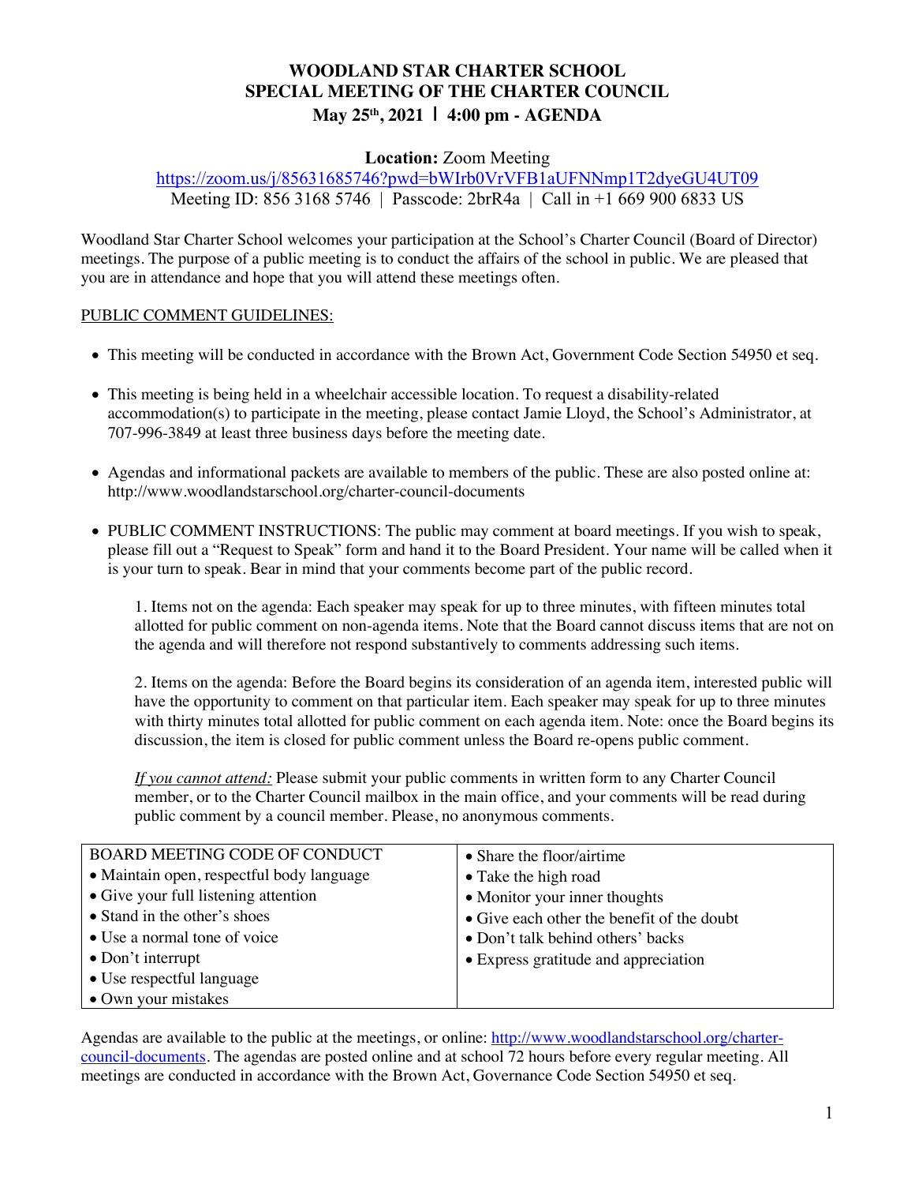# WOODLAND STAR CHARTER SCHOOL
## SPECIAL MEETING OF THE CHARTER COUNCIL
### May 25th, 2021 | 4:00 pm - AGENDA

**Location:** Zoom Meeting
https://zoom.us/j/85631685746?pwd=bWIrb0VrVFB1aUFNNmp1T2dyeGU4UT09
Meeting ID: 856 3168 5746 | Passcode: 2brR4a | Call in +1 669 900 6833 US

Woodland Star Charter School welcomes your participation at the School's Charter Council (Board of Director) meetings. The purpose of a public meeting is to conduct the affairs of the school in public. We are pleased that you are in attendance and hope that you will attend these meetings often.

PUBLIC COMMENT GUIDELINES:

- This meeting will be conducted in accordance with the Brown Act, Government Code Section 54950 et seq.
- This meeting is being held in a wheelchair accessible location. To request a disability-related accommodation(s) to participate in the meeting, please contact Jamie Lloyd, the School's Administrator, at 707-996-3849 at least three business days before the meeting date.
- Agendas and informational packets are available to members of the public. These are also posted online at: http://www.woodlandstarschool.org/charter-council-documents
- PUBLIC COMMENT INSTRUCTIONS: The public may comment at board meetings. If you wish to speak, please fill out a "Request to Speak" form and hand it to the Board President. Your name will be called when it is your turn to speak. Bear in mind that your comments become part of the public record.

  1. Items not on the agenda: Each speaker may speak for up to three minutes, with fifteen minutes total allotted for public comment on non-agenda items. Note that the Board cannot discuss items that are not on the agenda and will therefore not respond substantively to comments addressing such items.

  2. Items on the agenda: Before the Board begins its consideration of an agenda item, interested public will have the opportunity to comment on that particular item. Each speaker may speak for up to three minutes with thirty minutes total allotted for public comment on each agenda item. Note: once the Board begins its discussion, the item is closed for public comment unless the Board re-opens public comment.

  *If you cannot attend:* Please submit your public comments in written form to any Charter Council member, or to the Charter Council mailbox in the main office, and your comments will be read during public comment by a council member. Please, no anonymous comments.

| BOARD MEETING CODE OF CONDUCT | • Share the floor/airtime |
|---|---|
| • Maintain open, respectful body language | • Take the high road |
| • Give your full listening attention | • Monitor your inner thoughts |
| • Stand in the other's shoes | • Give each other the benefit of the doubt |
| • Use a normal tone of voice | • Don't talk behind others' backs |
| • Don't interrupt | • Express gratitude and appreciation |
| • Use respectful language | |
| • Own your mistakes | |

Agendas are available to the public at the meetings, or online: http://www.woodlandstarschool.org/charter-council-documents. The agendas are posted online and at school 72 hours before every regular meeting. All meetings are conducted in accordance with the Brown Act, Governance Code Section 54950 et seq.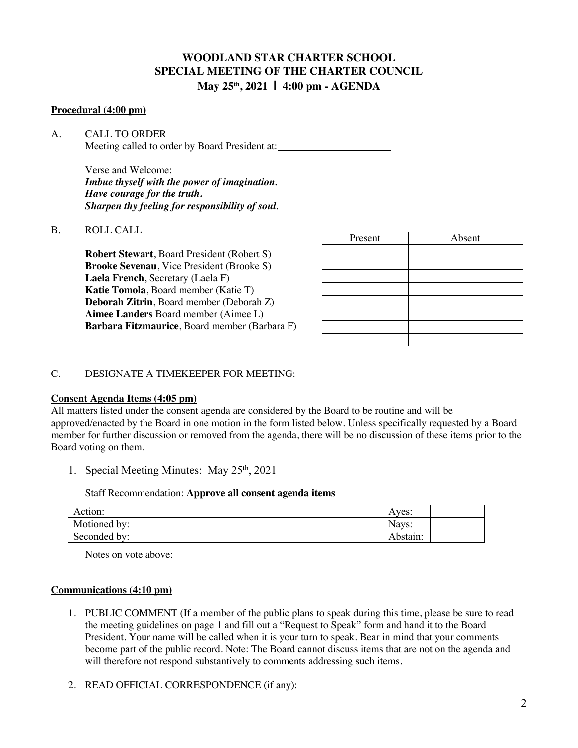# WOODLAND STAR CHARTER SCHOOL
## SPECIAL MEETING OF THE CHARTER COUNCIL
### May 25th, 2021 | 4:00 pm - AGENDA

**Procedural (4:00 pm)**

A. CALL TO ORDER
Meeting called to order by Board President at: ______________________

Verse and Welcome:
***Imbue thyself with the power of imagination.***
***Have courage for the truth.***
***Sharpen thy feeling for responsibility of soul.***

B. ROLL CALL

| | Present | Absent |
|---|---|---|
| **Robert Stewart**, Board President (Robert S) | | |
| **Brooke Sevenau**, Vice President (Brooke S) | | |
| **Laela French**, Secretary (Laela F) | | |
| **Katie Tomola**, Board member (Katie T) | | |
| **Deborah Zitrin**, Board member (Deborah Z) | | |
| **Aimee Landers** Board member (Aimee L) | | |
| **Barbara Fitzmaurice**, Board member (Barbara F) | | |
| | | |

C. DESIGNATE A TIMEKEEPER FOR MEETING: __________________

**Consent Agenda Items (4:05 pm)**

All matters listed under the consent agenda are considered by the Board to be routine and will be approved/enacted by the Board in one motion in the form listed below. Unless specifically requested by a Board member for further discussion or removed from the agenda, there will be no discussion of these items prior to the Board voting on them.

1. Special Meeting Minutes: May 25th, 2021

Staff Recommendation: **Approve all consent agenda items**

| Action: | | Ayes: | |
|---|---|---|---|
| Motioned by: | | Nays: | |
| Seconded by: | | Abstain: | |

Notes on vote above:

**Communications (4:10 pm)**

1. PUBLIC COMMENT (If a member of the public plans to speak during this time, please be sure to read the meeting guidelines on page 1 and fill out a "Request to Speak" form and hand it to the Board President. Your name will be called when it is your turn to speak. Bear in mind that your comments become part of the public record. Note: The Board cannot discuss items that are not on the agenda and will therefore not respond substantively to comments addressing such items.

2. READ OFFICIAL CORRESPONDENCE (if any):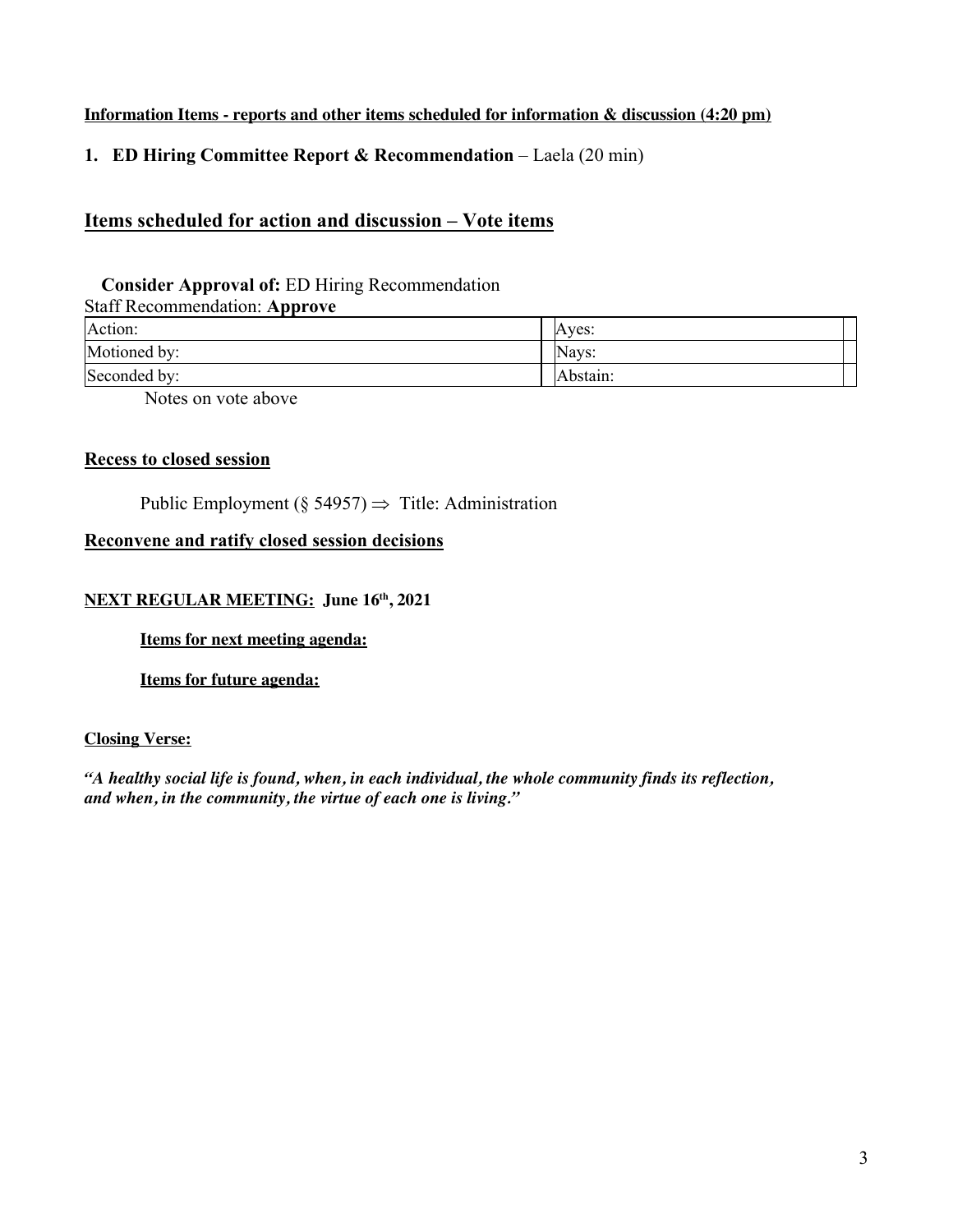**Information Items - reports and other items scheduled for information & discussion (4:20 pm)**

1. **ED Hiring Committee Report & Recommendation** – Laela (20 min)

## Items scheduled for action and discussion – Vote items

**Consider Approval of:** ED Hiring Recommendation

Staff Recommendation: **Approve**

| | | |
|---|---|---|
| Action: | Ayes: | |
| Motioned by: | Nays: | |
| Seconded by: | Abstain: | |

Notes on vote above

**Recess to closed session**

Public Employment (§ 54957) ⇒ Title: Administration

**Reconvene and ratify closed session decisions**

**NEXT REGULAR MEETING: June 16th, 2021**

**Items for next meeting agenda:**

**Items for future agenda:**

**Closing Verse:**

***"A healthy social life is found, when, in each individual, the whole community finds its reflection, and when, in the community, the virtue of each one is living."***